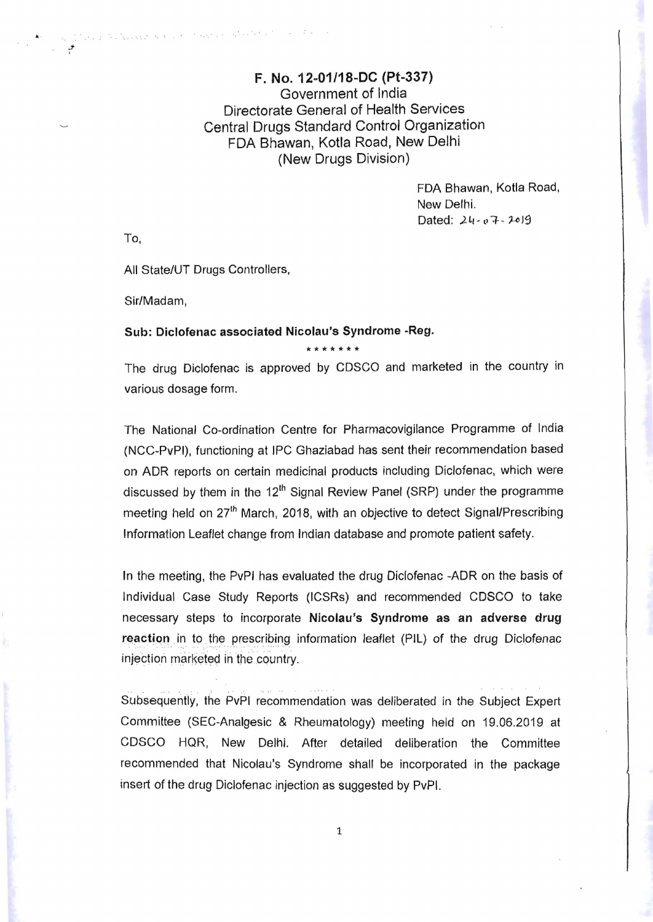**F. No. 12-01/18-DC (Pt-337)**
Government of India
Directorate General of Health Services
Central Drugs Standard Control Organization
FDA Bhawan, Kotla Road, New Delhi
(New Drugs Division)

FDA Bhawan, Kotla Road,
New Delhi.
Dated: 24-07-2019

To,

All State/UT Drugs Controllers,

Sir/Madam,

**Sub: Diclofenac associated Nicolau's Syndrome -Reg.**

\*\*\*\*\*\*\*

The drug Diclofenac is approved by CDSCO and marketed in the country in various dosage form.

The National Co-ordination Centre for Pharmacovigilance Programme of India (NCC-PvPI), functioning at IPC Ghaziabad has sent their recommendation based on ADR reports on certain medicinal products including Diclofenac, which were discussed by them in the 12th Signal Review Panel (SRP) under the programme meeting held on 27th March, 2018, with an objective to detect Signal/Prescribing Information Leaflet change from Indian database and promote patient safety.

In the meeting, the PvPI has evaluated the drug Diclofenac -ADR on the basis of Individual Case Study Reports (ICSRs) and recommended CDSCO to take necessary steps to incorporate **Nicolau's Syndrome as an adverse drug reaction** in to the prescribing information leaflet (PIL) of the drug Diclofenac injection marketed in the country.

Subsequently, the PvPI recommendation was deliberated in the Subject Expert Committee (SEC-Analgesic & Rheumatology) meeting held on 19.06.2019 at CDSCO HQR, New Delhi. After detailed deliberation the Committee recommended that Nicolau's Syndrome shall be incorporated in the package insert of the drug Diclofenac injection as suggested by PvPI.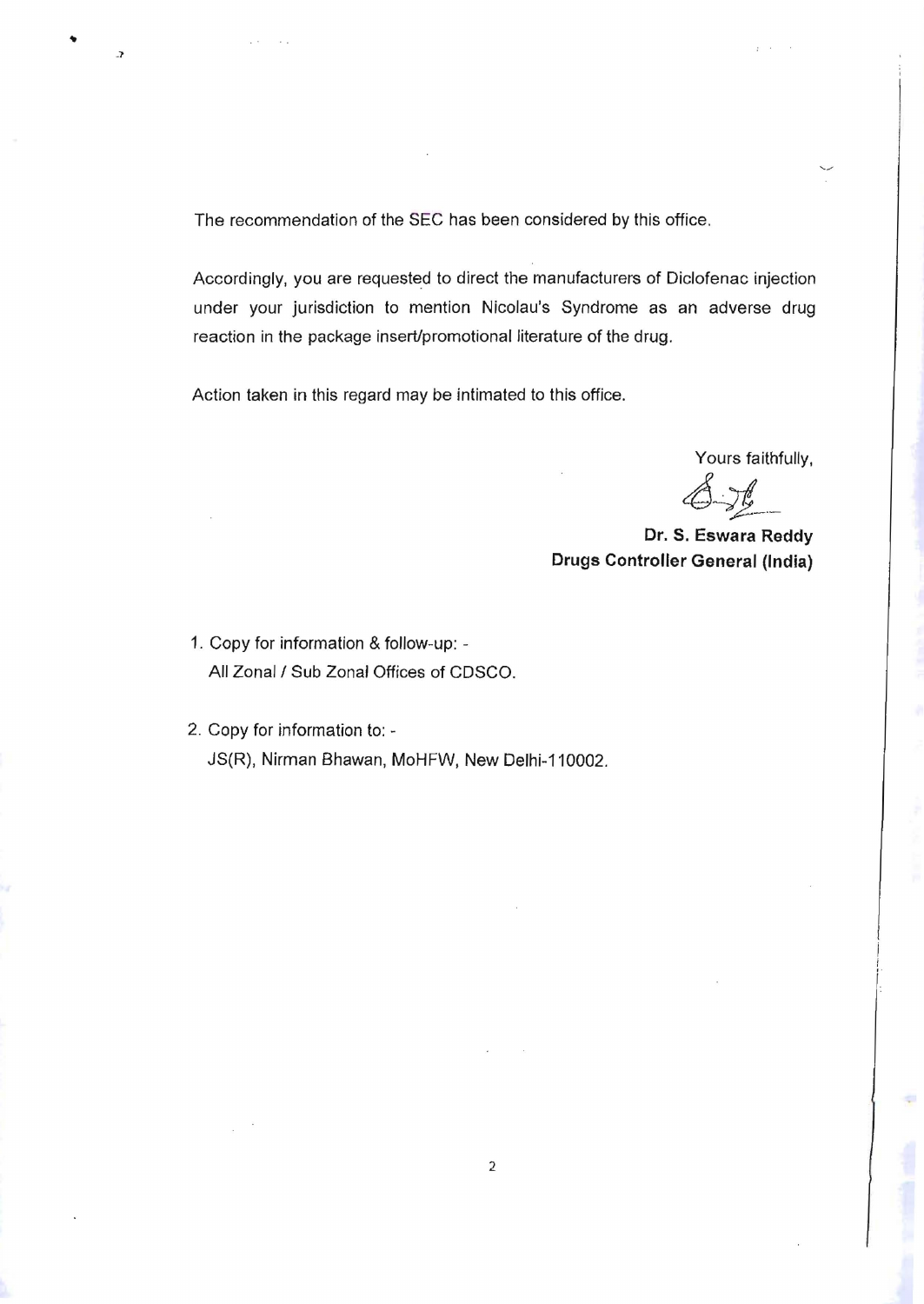The recommendation of the SEC has been considered by this office.

Accordingly, you are requested to direct the manufacturers of Diclofenac injection under your jurisdiction to mention Nicolau's Syndrome as an adverse drug reaction in the package insert/promotional literature of the drug.

Action taken in this regard may be intimated to this office.

Yours faithfully,

**Dr. S. Eswara Reddy**
**Drugs Controller General (India)**

1. Copy for information & follow-up: -
   All Zonal / Sub Zonal Offices of CDSCO.

2. Copy for information to: -
   JS(R), Nirman Bhawan, MoHFW, New Delhi-110002.